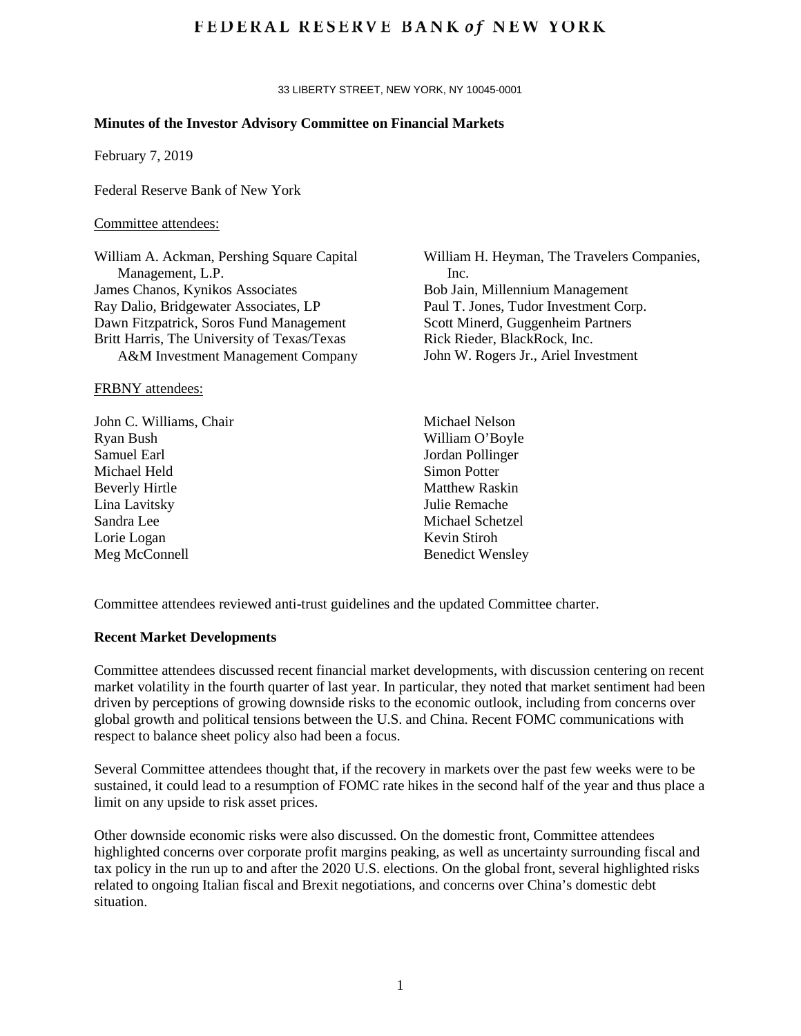# FEDERAL RESERVE BANK *of* NEW YORK

33 LIBERTY STREET, NEW YORK, NY 10045-0001

**Minutes of the Investor Advisory Committee on Financial Markets**

February 7, 2019

Federal Reserve Bank of New York

Committee attendees:

William A. Ackman, Pershing Square Capital Management, L.P.
James Chanos, Kynikos Associates
Ray Dalio, Bridgewater Associates, LP
Dawn Fitzpatrick, Soros Fund Management
Britt Harris, The University of Texas/Texas A&M Investment Management Company
William H. Heyman, The Travelers Companies, Inc.
Bob Jain, Millennium Management
Paul T. Jones, Tudor Investment Corp.
Scott Minerd, Guggenheim Partners
Rick Rieder, BlackRock, Inc.
John W. Rogers Jr., Ariel Investment

FRBNY attendees:

John C. Williams, Chair
Ryan Bush
Samuel Earl
Michael Held
Beverly Hirtle
Lina Lavitsky
Sandra Lee
Lorie Logan
Meg McConnell
Michael Nelson
William O'Boyle
Jordan Pollinger
Simon Potter
Matthew Raskin
Julie Remache
Michael Schetzel
Kevin Stiroh
Benedict Wensley

Committee attendees reviewed anti-trust guidelines and the updated Committee charter.

**Recent Market Developments**

Committee attendees discussed recent financial market developments, with discussion centering on recent market volatility in the fourth quarter of last year. In particular, they noted that market sentiment had been driven by perceptions of growing downside risks to the economic outlook, including from concerns over global growth and political tensions between the U.S. and China. Recent FOMC communications with respect to balance sheet policy also had been a focus.

Several Committee attendees thought that, if the recovery in markets over the past few weeks were to be sustained, it could lead to a resumption of FOMC rate hikes in the second half of the year and thus place a limit on any upside to risk asset prices.

Other downside economic risks were also discussed. On the domestic front, Committee attendees highlighted concerns over corporate profit margins peaking, as well as uncertainty surrounding fiscal and tax policy in the run up to and after the 2020 U.S. elections. On the global front, several highlighted risks related to ongoing Italian fiscal and Brexit negotiations, and concerns over China's domestic debt situation.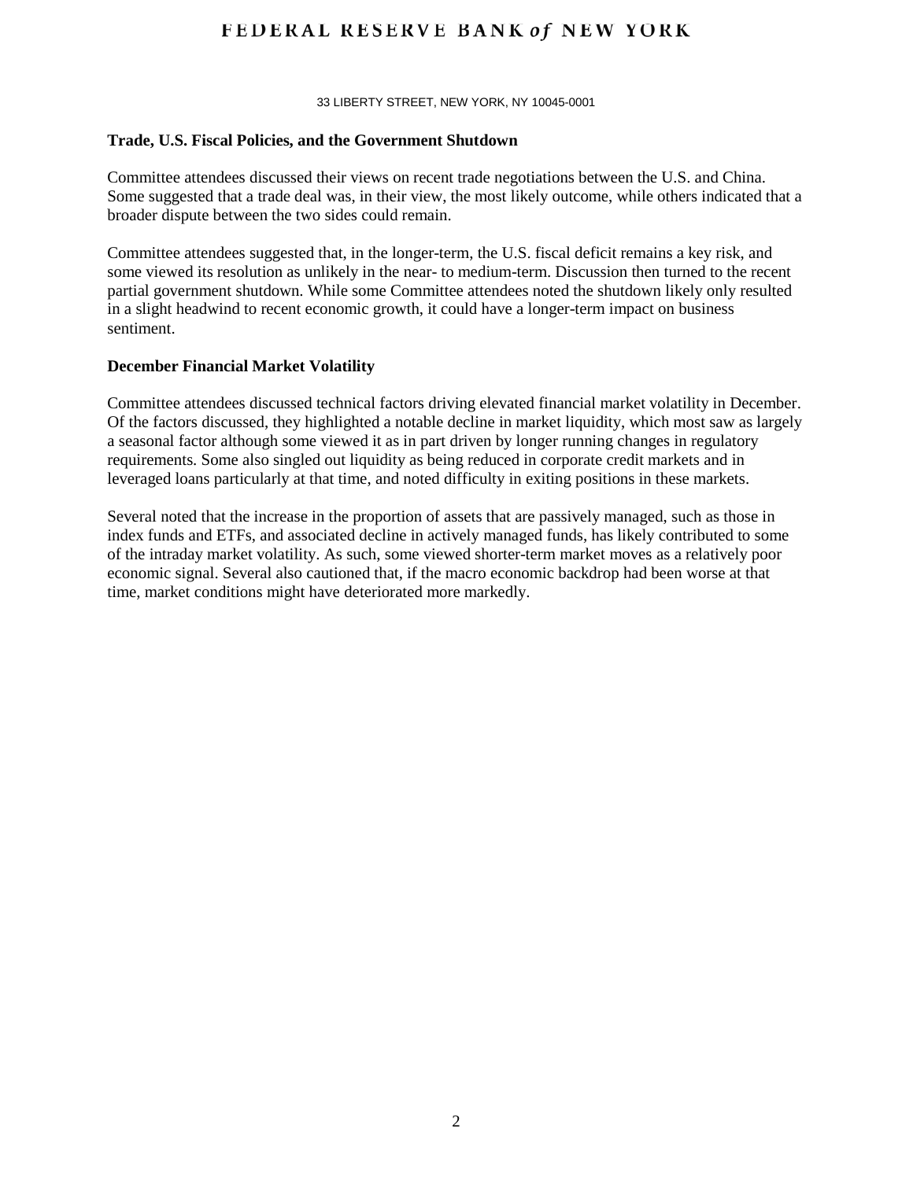### Trade, U.S. Fiscal Policies, and the Government Shutdown

Committee attendees discussed their views on recent trade negotiations between the U.S. and China. Some suggested that a trade deal was, in their view, the most likely outcome, while others indicated that a broader dispute between the two sides could remain.

Committee attendees suggested that, in the longer-term, the U.S. fiscal deficit remains a key risk, and some viewed its resolution as unlikely in the near- to medium-term. Discussion then turned to the recent partial government shutdown. While some Committee attendees noted the shutdown likely only resulted in a slight headwind to recent economic growth, it could have a longer-term impact on business sentiment.

### December Financial Market Volatility

Committee attendees discussed technical factors driving elevated financial market volatility in December. Of the factors discussed, they highlighted a notable decline in market liquidity, which most saw as largely a seasonal factor although some viewed it as in part driven by longer running changes in regulatory requirements. Some also singled out liquidity as being reduced in corporate credit markets and in leveraged loans particularly at that time, and noted difficulty in exiting positions in these markets.

Several noted that the increase in the proportion of assets that are passively managed, such as those in index funds and ETFs, and associated decline in actively managed funds, has likely contributed to some of the intraday market volatility. As such, some viewed shorter-term market moves as a relatively poor economic signal. Several also cautioned that, if the macro economic backdrop had been worse at that time, market conditions might have deteriorated more markedly.